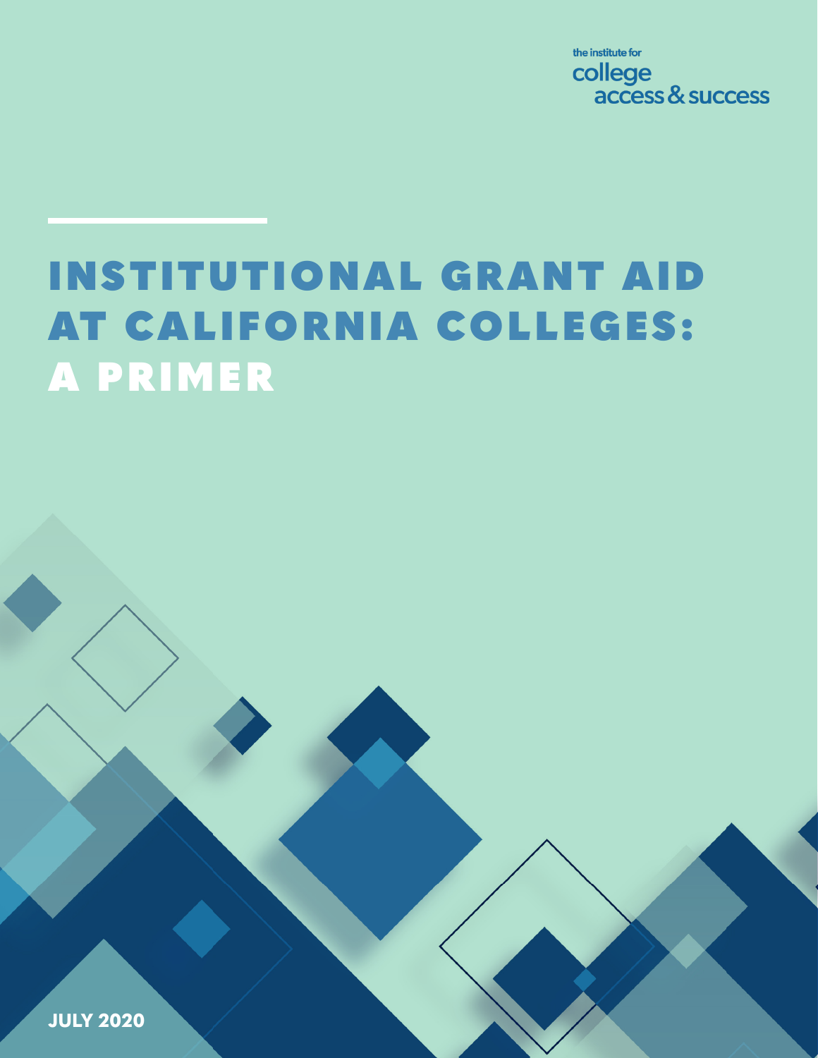the institute for college access & success

# INSTITUTIONAL GRANT AID AT CALIFORNIA COLLEGES: A PRIMER

**JULY 2020**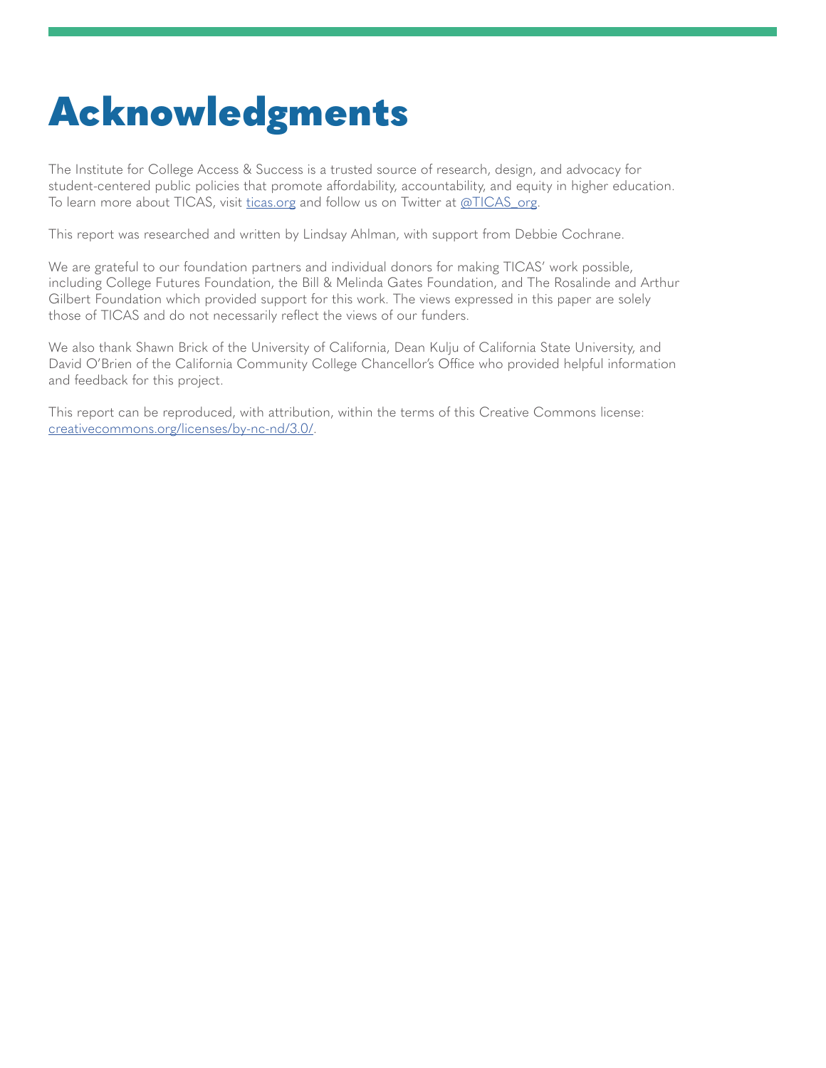# Acknowledgments

The Institute for College Access & Success is a trusted source of research, design, and advocacy for student-centered public policies that promote affordability, accountability, and equity in higher education. To learn more about TICAS, visit [ticas.org](ticas.org) and follow us on Twitter at [@TICAS_org](@TICAS_org).

This report was researched and written by Lindsay Ahlman, with support from Debbie Cochrane.

We are grateful to our foundation partners and individual donors for making TICAS' work possible, including College Futures Foundation, the Bill & Melinda Gates Foundation, and The Rosalinde and Arthur Gilbert Foundation which provided support for this work. The views expressed in this paper are solely those of TICAS and do not necessarily reflect the views of our funders.

We also thank Shawn Brick of the University of California, Dean Kulju of California State University, and David O'Brien of the California Community College Chancellor's Office who provided helpful information and feedback for this project.

This report can be reproduced, with attribution, within the terms of this Creative Commons license: [creativecommons.org/licenses/by-nc-nd/3.0/](creativecommons.org/licenses/by-nc-nd/3.0/).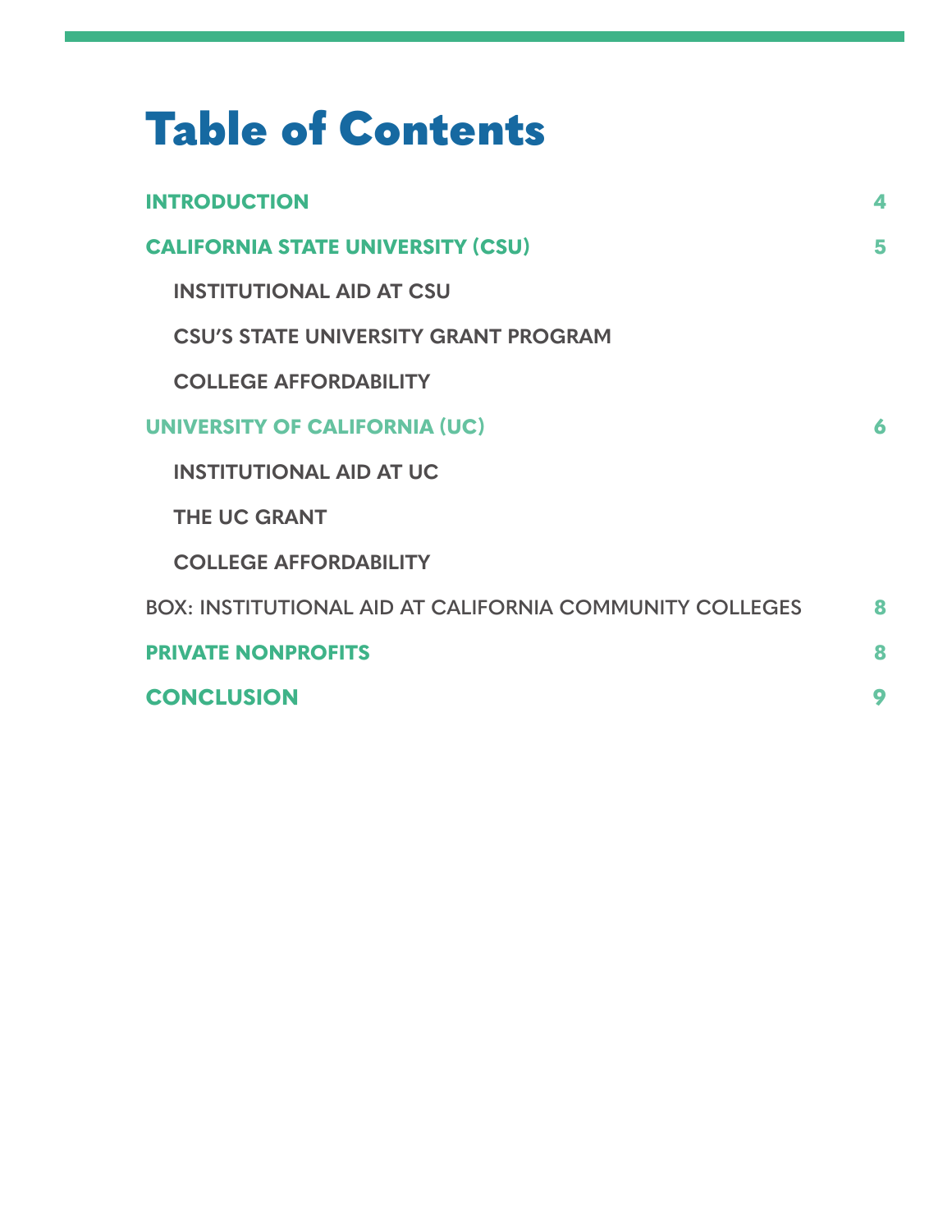# Table of Contents

| | |
|---|---|
| **INTRODUCTION** | **4** |
| **CALIFORNIA STATE UNIVERSITY (CSU)** | **5** |
| INSTITUTIONAL AID AT CSU | |
| CSU'S STATE UNIVERSITY GRANT PROGRAM | |
| COLLEGE AFFORDABILITY | |
| **UNIVERSITY OF CALIFORNIA (UC)** | **6** |
| INSTITUTIONAL AID AT UC | |
| THE UC GRANT | |
| COLLEGE AFFORDABILITY | |
| BOX: INSTITUTIONAL AID AT CALIFORNIA COMMUNITY COLLEGES | **8** |
| **PRIVATE NONPROFITS** | **8** |
| **CONCLUSION** | **9** |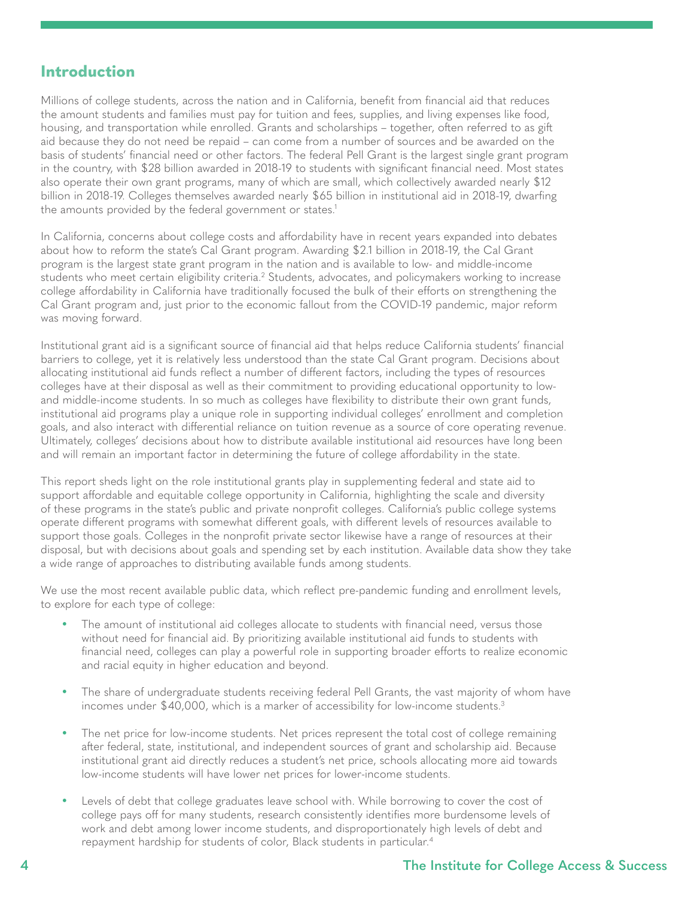## Introduction

Millions of college students, across the nation and in California, benefit from financial aid that reduces the amount students and families must pay for tuition and fees, supplies, and living expenses like food, housing, and transportation while enrolled. Grants and scholarships – together, often referred to as gift aid because they do not need be repaid – can come from a number of sources and be awarded on the basis of students' financial need or other factors. The federal Pell Grant is the largest single grant program in the country, with $28 billion awarded in 2018-19 to students with significant financial need. Most states also operate their own grant programs, many of which are small, which collectively awarded nearly $12 billion in 2018-19. Colleges themselves awarded nearly $65 billion in institutional aid in 2018-19, dwarfing the amounts provided by the federal government or states.[1]

In California, concerns about college costs and affordability have in recent years expanded into debates about how to reform the state's Cal Grant program. Awarding $2.1 billion in 2018-19, the Cal Grant program is the largest state grant program in the nation and is available to low- and middle-income students who meet certain eligibility criteria.[2] Students, advocates, and policymakers working to increase college affordability in California have traditionally focused the bulk of their efforts on strengthening the Cal Grant program and, just prior to the economic fallout from the COVID-19 pandemic, major reform was moving forward.

Institutional grant aid is a significant source of financial aid that helps reduce California students' financial barriers to college, yet it is relatively less understood than the state Cal Grant program. Decisions about allocating institutional aid funds reflect a number of different factors, including the types of resources colleges have at their disposal as well as their commitment to providing educational opportunity to low- and middle-income students. In so much as colleges have flexibility to distribute their own grant funds, institutional aid programs play a unique role in supporting individual colleges' enrollment and completion goals, and also interact with differential reliance on tuition revenue as a source of core operating revenue. Ultimately, colleges' decisions about how to distribute available institutional aid resources have long been and will remain an important factor in determining the future of college affordability in the state.

This report sheds light on the role institutional grants play in supplementing federal and state aid to support affordable and equitable college opportunity in California, highlighting the scale and diversity of these programs in the state's public and private nonprofit colleges. California's public college systems operate different programs with somewhat different goals, with different levels of resources available to support those goals. Colleges in the nonprofit private sector likewise have a range of resources at their disposal, but with decisions about goals and spending set by each institution. Available data show they take a wide range of approaches to distributing available funds among students.

We use the most recent available public data, which reflect pre-pandemic funding and enrollment levels, to explore for each type of college:

- The amount of institutional aid colleges allocate to students with financial need, versus those without need for financial aid. By prioritizing available institutional aid funds to students with financial need, colleges can play a powerful role in supporting broader efforts to realize economic and racial equity in higher education and beyond.

- The share of undergraduate students receiving federal Pell Grants, the vast majority of whom have incomes under $40,000, which is a marker of accessibility for low-income students.[3]

- The net price for low-income students. Net prices represent the total cost of college remaining after federal, state, institutional, and independent sources of grant and scholarship aid. Because institutional grant aid directly reduces a student's net price, schools allocating more aid towards low-income students will have lower net prices for lower-income students.

- Levels of debt that college graduates leave school with. While borrowing to cover the cost of college pays off for many students, research consistently identifies more burdensome levels of work and debt among lower income students, and disproportionately high levels of debt and repayment hardship for students of color, Black students in particular.[4]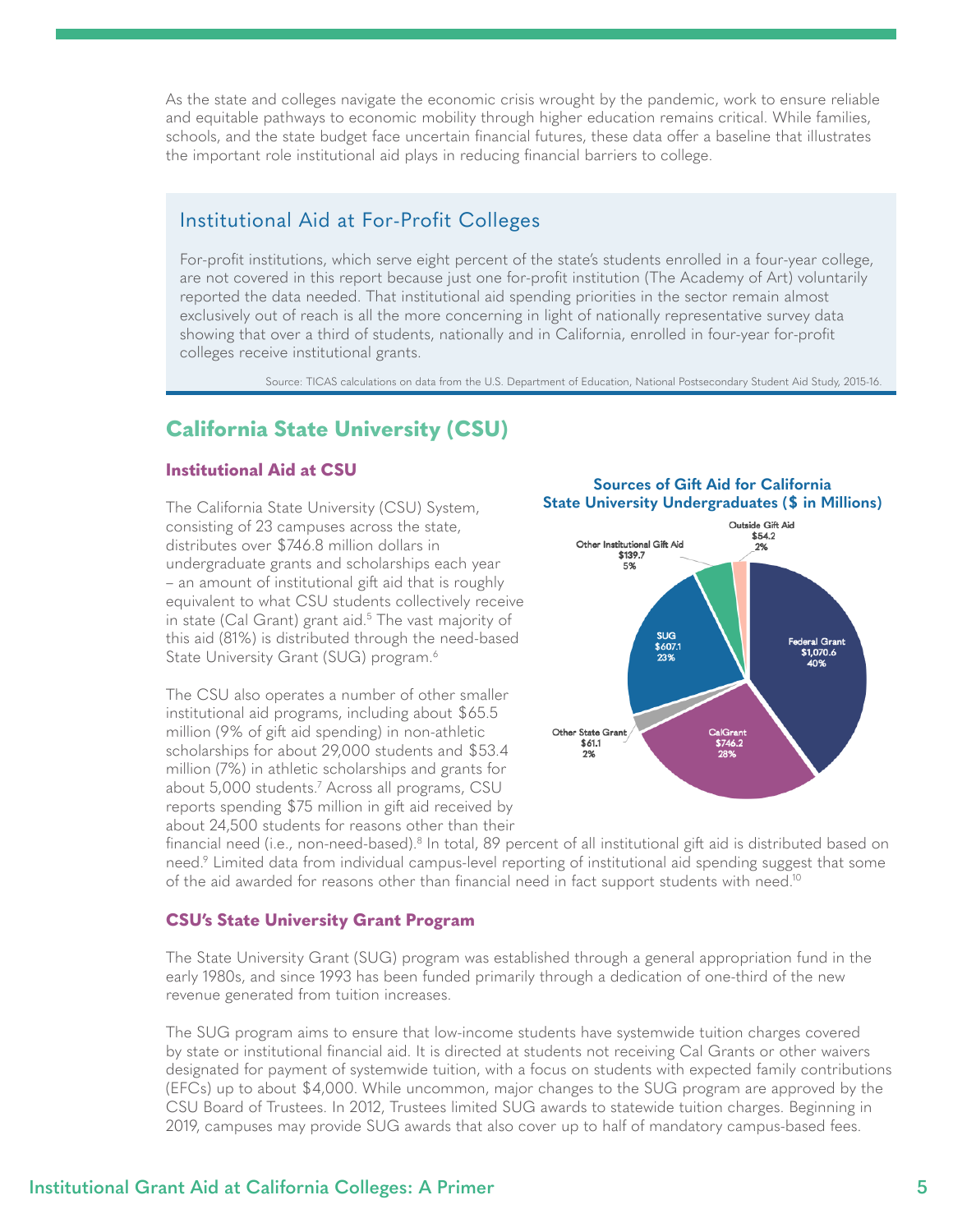As the state and colleges navigate the economic crisis wrought by the pandemic, work to ensure reliable and equitable pathways to economic mobility through higher education remains critical. While families, schools, and the state budget face uncertain financial futures, these data offer a baseline that illustrates the important role institutional aid plays in reducing financial barriers to college.

### Institutional Aid at For-Profit Colleges

For-profit institutions, which serve eight percent of the state's students enrolled in a four-year college, are not covered in this report because just one for-profit institution (The Academy of Art) voluntarily reported the data needed. That institutional aid spending priorities in the sector remain almost exclusively out of reach is all the more concerning in light of nationally representative survey data showing that over a third of students, nationally and in California, enrolled in four-year for-profit colleges receive institutional grants.

Source: TICAS calculations on data from the U.S. Department of Education, National Postsecondary Student Aid Study, 2015-16.

## California State University (CSU)

### Institutional Aid at CSU

The California State University (CSU) System, consisting of 23 campuses across the state, distributes over $746.8 million dollars in undergraduate grants and scholarships each year – an amount of institutional gift aid that is roughly equivalent to what CSU students collectively receive in state (Cal Grant) grant aid.[5] The vast majority of this aid (81%) is distributed through the need-based State University Grant (SUG) program.[6]

**Sources of Gift Aid for California State University Undergraduates ($ in Millions)**

| Source | Amount | Share |
|---|---|---|
| Federal Grant | $1,070.6 | 40% |
| CalGrant | $746.2 | 28% |
| Other State Grant | $61.1 | 2% |
| SUG | $607.1 | 23% |
| Other Institutional Gift Aid | $139.7 | 5% |
| Outside Gift Aid | $54.2 | 2% |

The CSU also operates a number of other smaller institutional aid programs, including about $65.5 million (9% of gift aid spending) in non-athletic scholarships for about 29,000 students and $53.4 million (7%) in athletic scholarships and grants for about 5,000 students.[7] Across all programs, CSU reports spending $75 million in gift aid received by about 24,500 students for reasons other than their financial need (i.e., non-need-based).[8] In total, 89 percent of all institutional gift aid is distributed based on need.[9] Limited data from individual campus-level reporting of institutional aid spending suggest that some of the aid awarded for reasons other than financial need in fact support students with need.[10]

### CSU's State University Grant Program

The State University Grant (SUG) program was established through a general appropriation fund in the early 1980s, and since 1993 has been funded primarily through a dedication of one-third of the new revenue generated from tuition increases.

The SUG program aims to ensure that low-income students have systemwide tuition charges covered by state or institutional financial aid. It is directed at students not receiving Cal Grants or other waivers designated for payment of systemwide tuition, with a focus on students with expected family contributions (EFCs) up to about $4,000. While uncommon, major changes to the SUG program are approved by the CSU Board of Trustees. In 2012, Trustees limited SUG awards to statewide tuition charges. Beginning in 2019, campuses may provide SUG awards that also cover up to half of mandatory campus-based fees.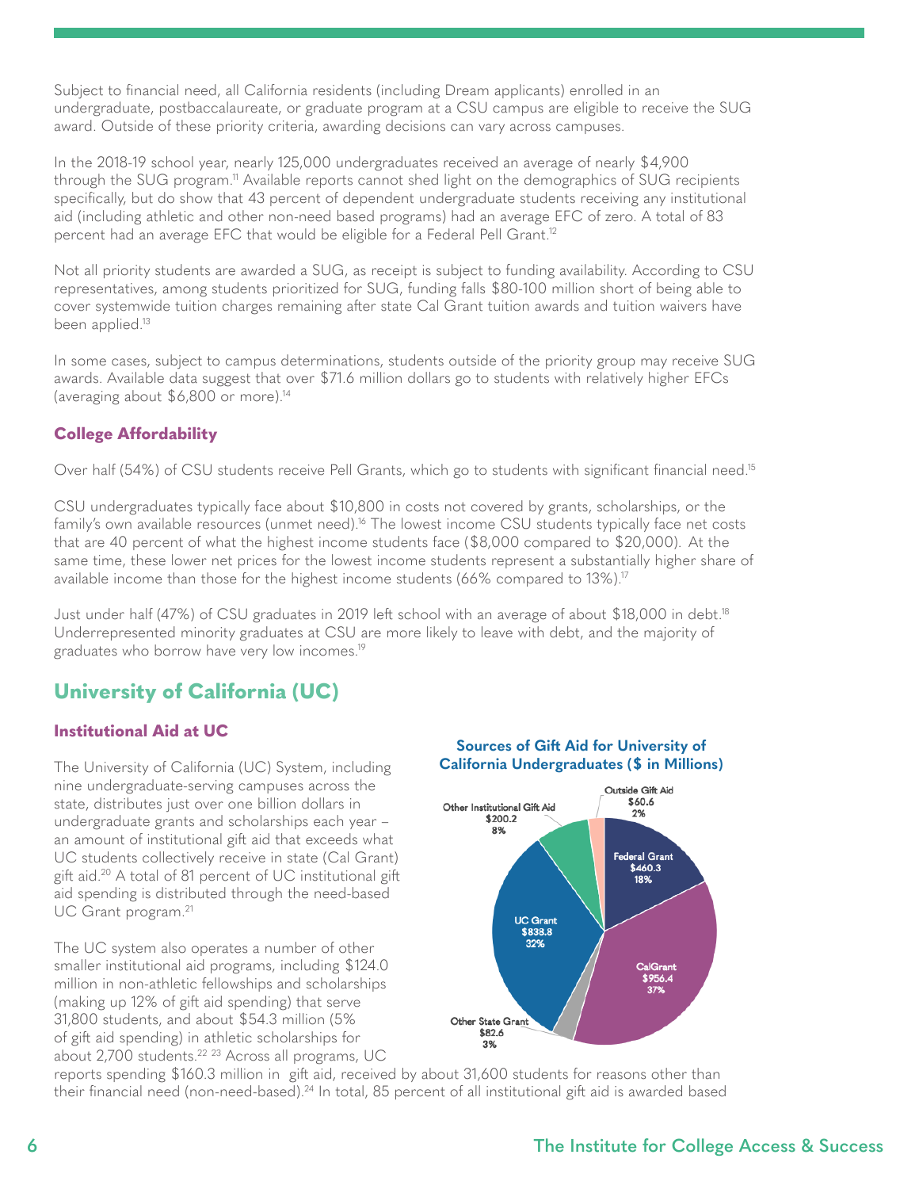Subject to financial need, all California residents (including Dream applicants) enrolled in an undergraduate, postbaccalaureate, or graduate program at a CSU campus are eligible to receive the SUG award. Outside of these priority criteria, awarding decisions can vary across campuses.

In the 2018-19 school year, nearly 125,000 undergraduates received an average of nearly $4,900 through the SUG program.[11] Available reports cannot shed light on the demographics of SUG recipients specifically, but do show that 43 percent of dependent undergraduate students receiving any institutional aid (including athletic and other non-need based programs) had an average EFC of zero. A total of 83 percent had an average EFC that would be eligible for a Federal Pell Grant.[12]

Not all priority students are awarded a SUG, as receipt is subject to funding availability. According to CSU representatives, among students prioritized for SUG, funding falls $80-100 million short of being able to cover systemwide tuition charges remaining after state Cal Grant tuition awards and tuition waivers have been applied.[13]

In some cases, subject to campus determinations, students outside of the priority group may receive SUG awards. Available data suggest that over $71.6 million dollars go to students with relatively higher EFCs (averaging about $6,800 or more).[14]

### College Affordability

Over half (54%) of CSU students receive Pell Grants, which go to students with significant financial need.[15]

CSU undergraduates typically face about $10,800 in costs not covered by grants, scholarships, or the family's own available resources (unmet need).[16] The lowest income CSU students typically face net costs that are 40 percent of what the highest income students face ($8,000 compared to $20,000). At the same time, these lower net prices for the lowest income students represent a substantially higher share of available income than those for the highest income students (66% compared to 13%).[17]

Just under half (47%) of CSU graduates in 2019 left school with an average of about $18,000 in debt.[18] Underrepresented minority graduates at CSU are more likely to leave with debt, and the majority of graduates who borrow have very low incomes.[19]

## University of California (UC)

### Institutional Aid at UC

The University of California (UC) System, including nine undergraduate-serving campuses across the state, distributes just over one billion dollars in undergraduate grants and scholarships each year – an amount of institutional gift aid that exceeds what UC students collectively receive in state (Cal Grant) gift aid.[20] A total of 81 percent of UC institutional gift aid spending is distributed through the need-based UC Grant program.[21]

**Sources of Gift Aid for University of California Undergraduates ($ in Millions)**

| Source | $ in Millions | Share |
|---|---|---|
| Federal Grant | $460.3 | 18% |
| CalGrant | $956.4 | 37% |
| Other State Grant | $82.6 | 3% |
| UC Grant | $838.8 | 32% |
| Other Institutional Gift Aid | $200.2 | 8% |
| Outside Gift Aid | $60.6 | 2% |

The UC system also operates a number of other smaller institutional aid programs, including $124.0 million in non-athletic fellowships and scholarships (making up 12% of gift aid spending) that serve 31,800 students, and about $54.3 million (5% of gift aid spending) in athletic scholarships for about 2,700 students.[22,23] Across all programs, UC reports spending $160.3 million in gift aid, received by about 31,600 students for reasons other than their financial need (non-need-based).[24] In total, 85 percent of all institutional gift aid is awarded based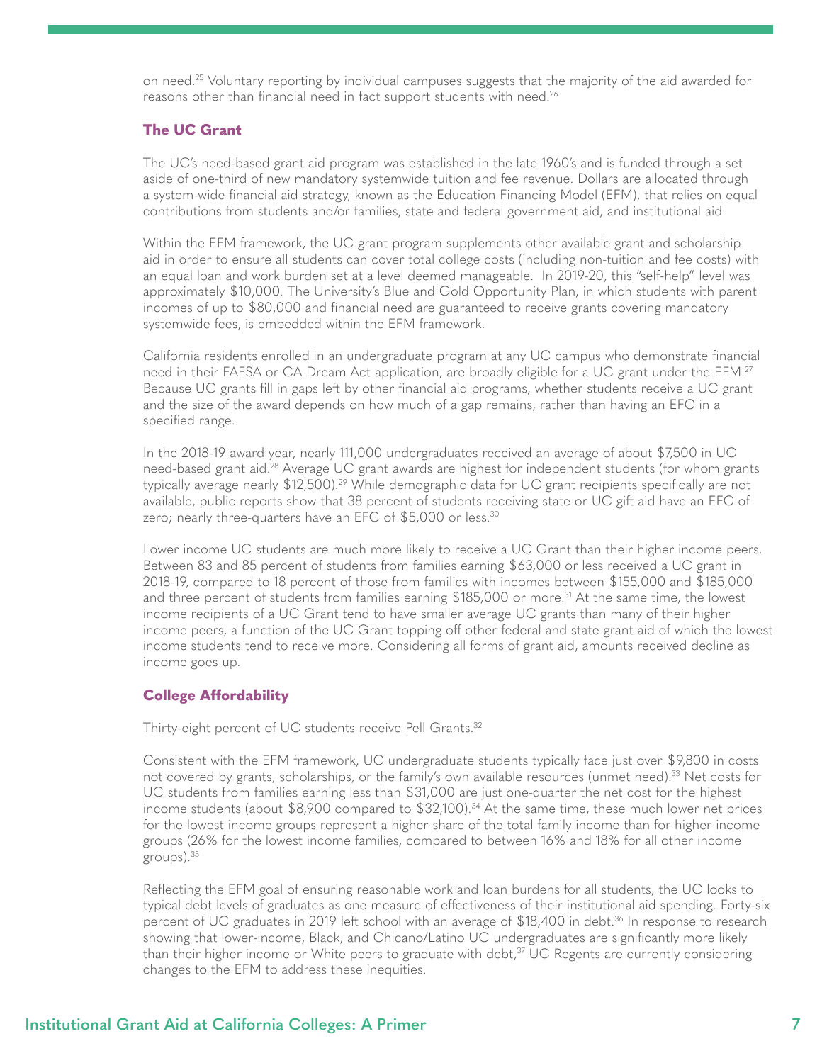on need.[25] Voluntary reporting by individual campuses suggests that the majority of the aid awarded for reasons other than financial need in fact support students with need.[26]

### The UC Grant

The UC's need-based grant aid program was established in the late 1960's and is funded through a set aside of one-third of new mandatory systemwide tuition and fee revenue. Dollars are allocated through a system-wide financial aid strategy, known as the Education Financing Model (EFM), that relies on equal contributions from students and/or families, state and federal government aid, and institutional aid.

Within the EFM framework, the UC grant program supplements other available grant and scholarship aid in order to ensure all students can cover total college costs (including non-tuition and fee costs) with an equal loan and work burden set at a level deemed manageable. In 2019-20, this "self-help" level was approximately $10,000. The University's Blue and Gold Opportunity Plan, in which students with parent incomes of up to $80,000 and financial need are guaranteed to receive grants covering mandatory systemwide fees, is embedded within the EFM framework.

California residents enrolled in an undergraduate program at any UC campus who demonstrate financial need in their FAFSA or CA Dream Act application, are broadly eligible for a UC grant under the EFM.[27] Because UC grants fill in gaps left by other financial aid programs, whether students receive a UC grant and the size of the award depends on how much of a gap remains, rather than having an EFC in a specified range.

In the 2018-19 award year, nearly 111,000 undergraduates received an average of about $7,500 in UC need-based grant aid.[28] Average UC grant awards are highest for independent students (for whom grants typically average nearly $12,500).[29] While demographic data for UC grant recipients specifically are not available, public reports show that 38 percent of students receiving state or UC gift aid have an EFC of zero; nearly three-quarters have an EFC of $5,000 or less.[30]

Lower income UC students are much more likely to receive a UC Grant than their higher income peers. Between 83 and 85 percent of students from families earning $63,000 or less received a UC grant in 2018-19, compared to 18 percent of those from families with incomes between $155,000 and $185,000 and three percent of students from families earning $185,000 or more.[31] At the same time, the lowest income recipients of a UC Grant tend to have smaller average UC grants than many of their higher income peers, a function of the UC Grant topping off other federal and state grant aid of which the lowest income students tend to receive more. Considering all forms of grant aid, amounts received decline as income goes up.

### College Affordability

Thirty-eight percent of UC students receive Pell Grants.[32]

Consistent with the EFM framework, UC undergraduate students typically face just over $9,800 in costs not covered by grants, scholarships, or the family's own available resources (unmet need).[33] Net costs for UC students from families earning less than $31,000 are just one-quarter the net cost for the highest income students (about $8,900 compared to $32,100).[34] At the same time, these much lower net prices for the lowest income groups represent a higher share of the total family income than for higher income groups (26% for the lowest income families, compared to between 16% and 18% for all other income groups).[35]

Reflecting the EFM goal of ensuring reasonable work and loan burdens for all students, the UC looks to typical debt levels of graduates as one measure of effectiveness of their institutional aid spending. Forty-six percent of UC graduates in 2019 left school with an average of $18,400 in debt.[36] In response to research showing that lower-income, Black, and Chicano/Latino UC undergraduates are significantly more likely than their higher income or White peers to graduate with debt,[37] UC Regents are currently considering changes to the EFM to address these inequities.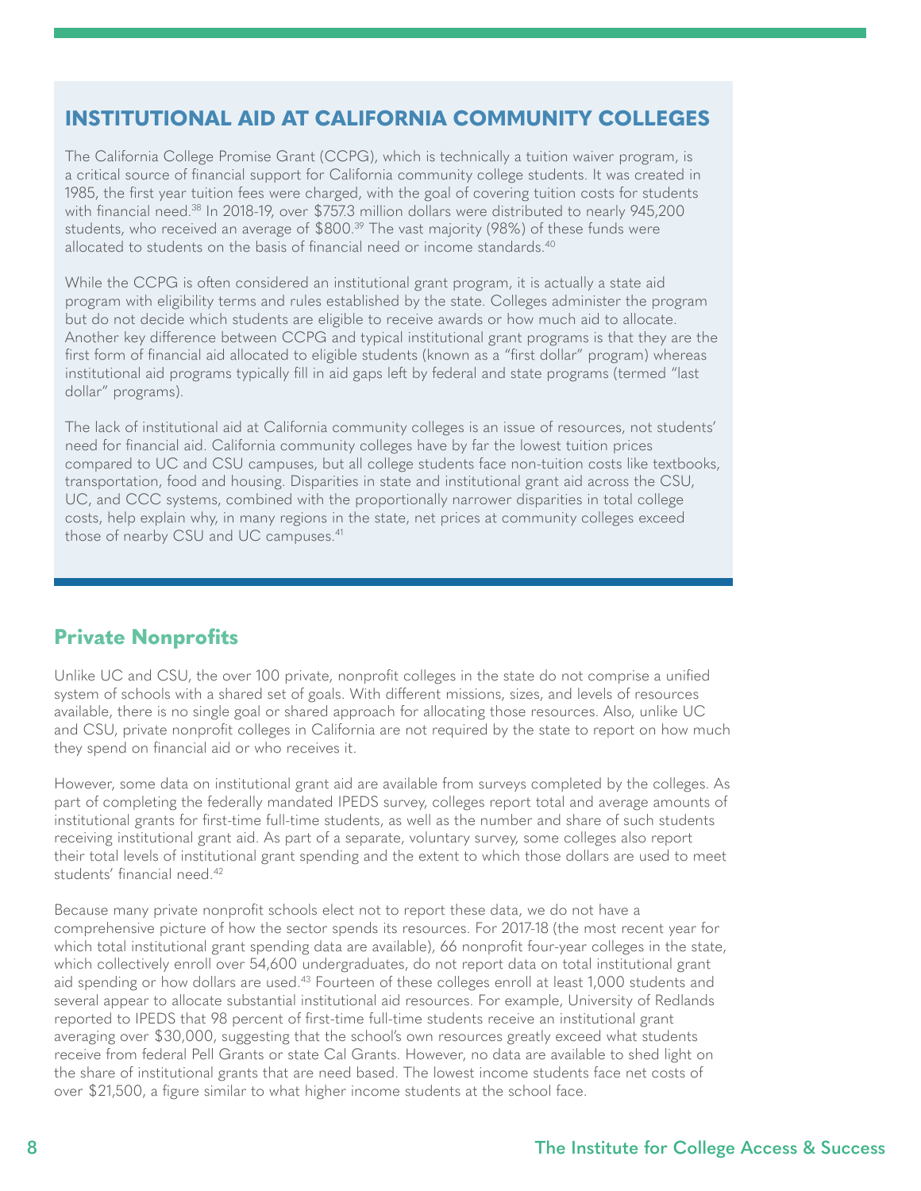## INSTITUTIONAL AID AT CALIFORNIA COMMUNITY COLLEGES

The California College Promise Grant (CCPG), which is technically a tuition waiver program, is a critical source of financial support for California community college students. It was created in 1985, the first year tuition fees were charged, with the goal of covering tuition costs for students with financial need.[38] In 2018-19, over $757.3 million dollars were distributed to nearly 945,200 students, who received an average of $800.[39] The vast majority (98%) of these funds were allocated to students on the basis of financial need or income standards.[40]

While the CCPG is often considered an institutional grant program, it is actually a state aid program with eligibility terms and rules established by the state. Colleges administer the program but do not decide which students are eligible to receive awards or how much aid to allocate. Another key difference between CCPG and typical institutional grant programs is that they are the first form of financial aid allocated to eligible students (known as a "first dollar" program) whereas institutional aid programs typically fill in aid gaps left by federal and state programs (termed "last dollar" programs).

The lack of institutional aid at California community colleges is an issue of resources, not students' need for financial aid. California community colleges have by far the lowest tuition prices compared to UC and CSU campuses, but all college students face non-tuition costs like textbooks, transportation, food and housing. Disparities in state and institutional grant aid across the CSU, UC, and CCC systems, combined with the proportionally narrower disparities in total college costs, help explain why, in many regions in the state, net prices at community colleges exceed those of nearby CSU and UC campuses.[41]

## Private Nonprofits

Unlike UC and CSU, the over 100 private, nonprofit colleges in the state do not comprise a unified system of schools with a shared set of goals. With different missions, sizes, and levels of resources available, there is no single goal or shared approach for allocating those resources. Also, unlike UC and CSU, private nonprofit colleges in California are not required by the state to report on how much they spend on financial aid or who receives it.

However, some data on institutional grant aid are available from surveys completed by the colleges. As part of completing the federally mandated IPEDS survey, colleges report total and average amounts of institutional grants for first-time full-time students, as well as the number and share of such students receiving institutional grant aid. As part of a separate, voluntary survey, some colleges also report their total levels of institutional grant spending and the extent to which those dollars are used to meet students' financial need.[42]

Because many private nonprofit schools elect not to report these data, we do not have a comprehensive picture of how the sector spends its resources. For 2017-18 (the most recent year for which total institutional grant spending data are available), 66 nonprofit four-year colleges in the state, which collectively enroll over 54,600 undergraduates, do not report data on total institutional grant aid spending or how dollars are used.[43] Fourteen of these colleges enroll at least 1,000 students and several appear to allocate substantial institutional aid resources. For example, University of Redlands reported to IPEDS that 98 percent of first-time full-time students receive an institutional grant averaging over $30,000, suggesting that the school's own resources greatly exceed what students receive from federal Pell Grants or state Cal Grants. However, no data are available to shed light on the share of institutional grants that are need based. The lowest income students face net costs of over $21,500, a figure similar to what higher income students at the school face.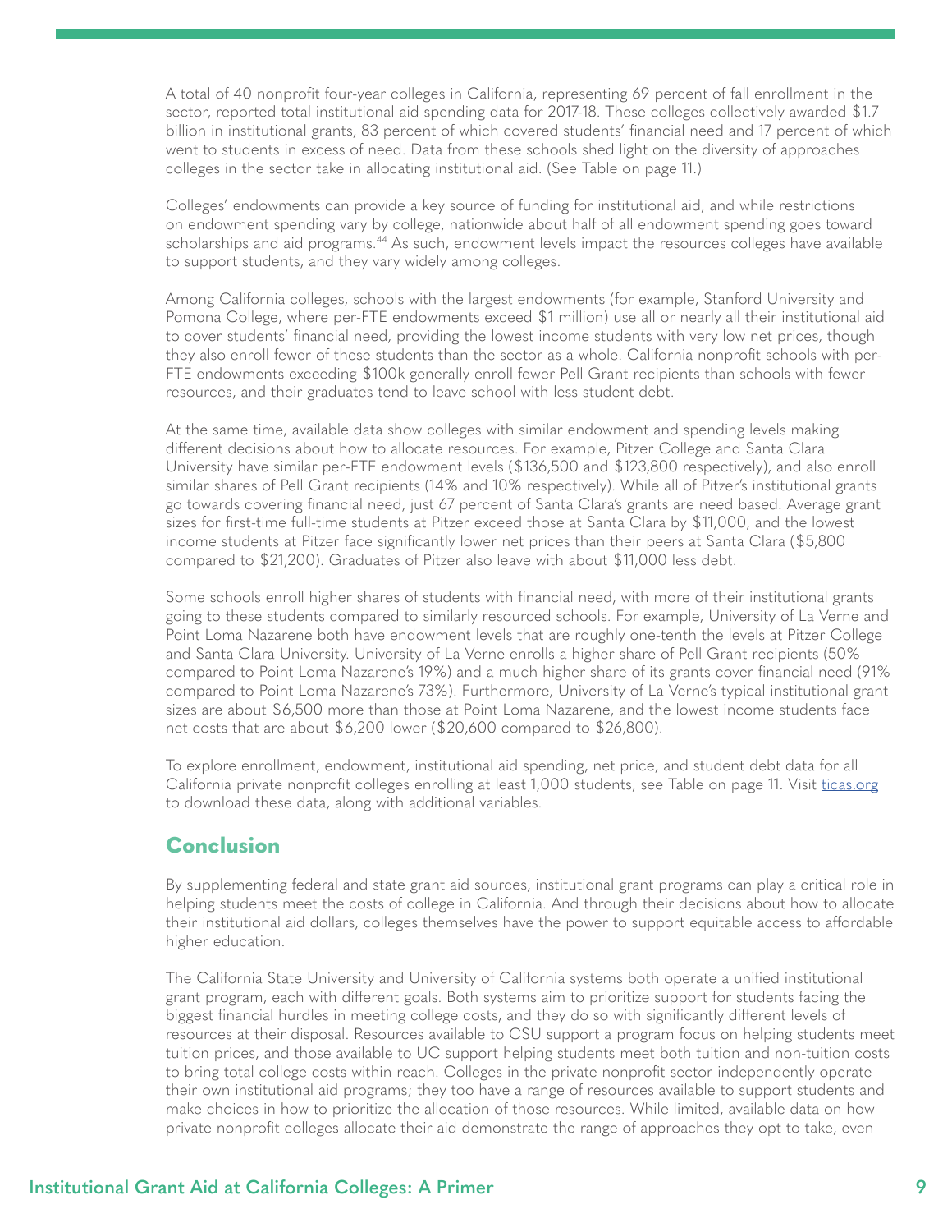A total of 40 nonprofit four-year colleges in California, representing 69 percent of fall enrollment in the sector, reported total institutional aid spending data for 2017-18. These colleges collectively awarded $1.7 billion in institutional grants, 83 percent of which covered students' financial need and 17 percent of which went to students in excess of need. Data from these schools shed light on the diversity of approaches colleges in the sector take in allocating institutional aid. (See Table on page 11.)

Colleges' endowments can provide a key source of funding for institutional aid, and while restrictions on endowment spending vary by college, nationwide about half of all endowment spending goes toward scholarships and aid programs.[44] As such, endowment levels impact the resources colleges have available to support students, and they vary widely among colleges.

Among California colleges, schools with the largest endowments (for example, Stanford University and Pomona College, where per-FTE endowments exceed $1 million) use all or nearly all their institutional aid to cover students' financial need, providing the lowest income students with very low net prices, though they also enroll fewer of these students than the sector as a whole. California nonprofit schools with per-FTE endowments exceeding $100k generally enroll fewer Pell Grant recipients than schools with fewer resources, and their graduates tend to leave school with less student debt.

At the same time, available data show colleges with similar endowment and spending levels making different decisions about how to allocate resources. For example, Pitzer College and Santa Clara University have similar per-FTE endowment levels ($136,500 and $123,800 respectively), and also enroll similar shares of Pell Grant recipients (14% and 10% respectively). While all of Pitzer's institutional grants go towards covering financial need, just 67 percent of Santa Clara's grants are need based. Average grant sizes for first-time full-time students at Pitzer exceed those at Santa Clara by $11,000, and the lowest income students at Pitzer face significantly lower net prices than their peers at Santa Clara ($5,800 compared to $21,200). Graduates of Pitzer also leave with about $11,000 less debt.

Some schools enroll higher shares of students with financial need, with more of their institutional grants going to these students compared to similarly resourced schools. For example, University of La Verne and Point Loma Nazarene both have endowment levels that are roughly one-tenth the levels at Pitzer College and Santa Clara University. University of La Verne enrolls a higher share of Pell Grant recipients (50% compared to Point Loma Nazarene's 19%) and a much higher share of its grants cover financial need (91% compared to Point Loma Nazarene's 73%). Furthermore, University of La Verne's typical institutional grant sizes are about $6,500 more than those at Point Loma Nazarene, and the lowest income students face net costs that are about $6,200 lower ($20,600 compared to $26,800).

To explore enrollment, endowment, institutional aid spending, net price, and student debt data for all California private nonprofit colleges enrolling at least 1,000 students, see Table on page 11. Visit ticas.org to download these data, along with additional variables.

## Conclusion

By supplementing federal and state grant aid sources, institutional grant programs can play a critical role in helping students meet the costs of college in California. And through their decisions about how to allocate their institutional aid dollars, colleges themselves have the power to support equitable access to affordable higher education.

The California State University and University of California systems both operate a unified institutional grant program, each with different goals. Both systems aim to prioritize support for students facing the biggest financial hurdles in meeting college costs, and they do so with significantly different levels of resources at their disposal. Resources available to CSU support a program focus on helping students meet tuition prices, and those available to UC support helping students meet both tuition and non-tuition costs to bring total college costs within reach. Colleges in the private nonprofit sector independently operate their own institutional aid programs; they too have a range of resources available to support students and make choices in how to prioritize the allocation of those resources. While limited, available data on how private nonprofit colleges allocate their aid demonstrate the range of approaches they opt to take, even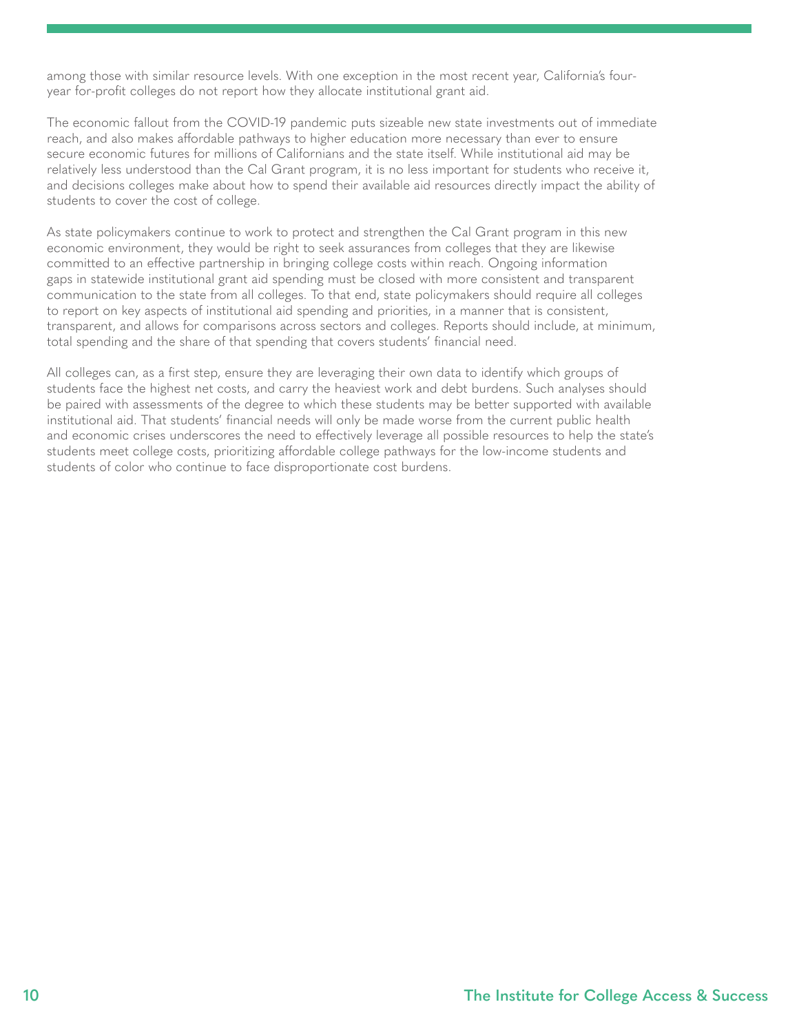among those with similar resource levels. With one exception in the most recent year, California's four-year for-profit colleges do not report how they allocate institutional grant aid.

The economic fallout from the COVID-19 pandemic puts sizeable new state investments out of immediate reach, and also makes affordable pathways to higher education more necessary than ever to ensure secure economic futures for millions of Californians and the state itself. While institutional aid may be relatively less understood than the Cal Grant program, it is no less important for students who receive it, and decisions colleges make about how to spend their available aid resources directly impact the ability of students to cover the cost of college.

As state policymakers continue to work to protect and strengthen the Cal Grant program in this new economic environment, they would be right to seek assurances from colleges that they are likewise committed to an effective partnership in bringing college costs within reach. Ongoing information gaps in statewide institutional grant aid spending must be closed with more consistent and transparent communication to the state from all colleges. To that end, state policymakers should require all colleges to report on key aspects of institutional aid spending and priorities, in a manner that is consistent, transparent, and allows for comparisons across sectors and colleges. Reports should include, at minimum, total spending and the share of that spending that covers students' financial need.

All colleges can, as a first step, ensure they are leveraging their own data to identify which groups of students face the highest net costs, and carry the heaviest work and debt burdens. Such analyses should be paired with assessments of the degree to which these students may be better supported with available institutional aid. That students' financial needs will only be made worse from the current public health and economic crises underscores the need to effectively leverage all possible resources to help the state's students meet college costs, prioritizing affordable college pathways for the low-income students and students of color who continue to face disproportionate cost burdens.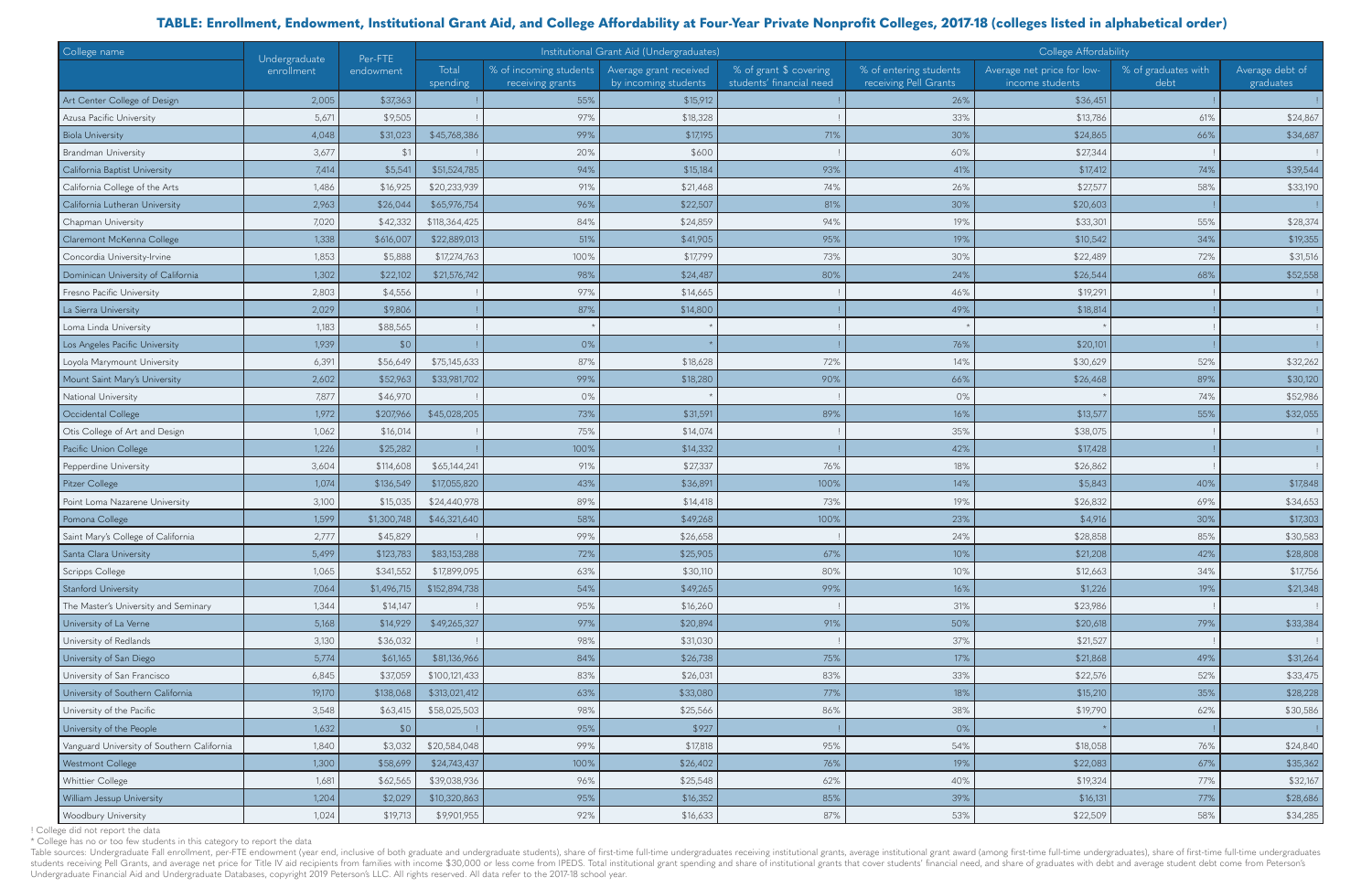## TABLE: Enrollment, Endowment, Institutional Grant Aid, and College Affordability at Four-Year Private Nonprofit Colleges, 2017-18 (colleges listed in alphabetical order)

| College name | Undergraduate enrollment | Per-FTE endowment | Institutional Grant Aid (Undergraduates) | | | | College Affordability | | | |
|---|---|---|---|---|---|---|---|---|---|---|
| | | | Total spending | % of incoming students receiving grants | Average grant received by incoming students | % of grant $ covering students' financial need | % of entering students receiving Pell Grants | Average net price for low-income students | % of graduates with debt | Average debt of graduates |
| Art Center College of Design | 2,005 | $37,363 | ! | 55% | $15,912 | ! | 26% | $36,451 | ! | ! |
| Azusa Pacific University | 5,671 | $9,505 | ! | 97% | $18,328 | ! | 33% | $13,786 | 61% | $24,867 |
| Biola University | 4,048 | $31,023 | $45,768,386 | 99% | $17,195 | 71% | 30% | $24,865 | 66% | $34,687 |
| Brandman University | 3,677 | $1 | ! | 20% | $600 | ! | 60% | $27,344 | ! | ! |
| California Baptist University | 7,414 | $5,541 | $51,524,785 | 94% | $15,184 | 93% | 41% | $17,412 | 74% | $39,544 |
| California College of the Arts | 1,486 | $16,925 | $20,233,939 | 91% | $21,468 | 74% | 26% | $27,577 | 58% | $33,190 |
| California Lutheran University | 2,963 | $26,044 | $65,976,754 | 96% | $22,507 | 81% | 30% | $20,603 | ! | ! |
| Chapman University | 7,020 | $42,332 | $118,364,425 | 84% | $24,859 | 94% | 19% | $33,301 | 55% | $28,374 |
| Claremont McKenna College | 1,338 | $616,007 | $22,889,013 | 51% | $41,905 | 95% | 19% | $10,542 | 34% | $19,355 |
| Concordia University-Irvine | 1,853 | $5,888 | $17,274,763 | 100% | $17,799 | 73% | 30% | $22,489 | 72% | $31,516 |
| Dominican University of California | 1,302 | $22,102 | $21,576,742 | 98% | $24,487 | 80% | 24% | $26,544 | 68% | $52,558 |
| Fresno Pacific University | 2,803 | $4,556 | ! | 97% | $14,665 | ! | 46% | $19,291 | ! | ! |
| La Sierra University | 2,029 | $9,806 | ! | 87% | $14,800 | ! | 49% | $18,814 | ! | ! |
| Loma Linda University | 1,183 | $88,565 | ! | * | * | ! | * | * | ! | ! |
| Los Angeles Pacific University | 1,939 | $0 | ! | 0% | * | ! | 76% | $20,101 | ! | ! |
| Loyola Marymount University | 6,391 | $56,649 | $75,145,633 | 87% | $18,628 | 72% | 14% | $30,629 | 52% | $32,262 |
| Mount Saint Mary's University | 2,602 | $52,963 | $33,981,702 | 99% | $18,280 | 90% | 66% | $26,468 | 89% | $30,120 |
| National University | 7,877 | $46,970 | ! | 0% | * | ! | 0% | * | 74% | $52,986 |
| Occidental College | 1,972 | $207,966 | $45,028,205 | 73% | $31,591 | 89% | 16% | $13,577 | 55% | $32,055 |
| Otis College of Art and Design | 1,062 | $16,014 | ! | 75% | $14,074 | ! | 35% | $38,075 | ! | ! |
| Pacific Union College | 1,226 | $25,282 | ! | 100% | $14,332 | ! | 42% | $17,428 | ! | ! |
| Pepperdine University | 3,604 | $114,608 | $65,144,241 | 91% | $27,337 | 76% | 18% | $26,862 | ! | ! |
| Pitzer College | 1,074 | $136,549 | $17,055,820 | 43% | $36,891 | 100% | 14% | $5,843 | 40% | $17,848 |
| Point Loma Nazarene University | 3,100 | $15,035 | $24,440,978 | 89% | $14,418 | 73% | 19% | $26,832 | 69% | $34,653 |
| Pomona College | 1,599 | $1,300,748 | $46,321,640 | 58% | $49,268 | 100% | 23% | $4,916 | 30% | $17,303 |
| Saint Mary's College of California | 2,777 | $45,829 | ! | 99% | $26,658 | ! | 24% | $28,858 | 85% | $30,583 |
| Santa Clara University | 5,499 | $123,783 | $83,153,288 | 72% | $25,905 | 67% | 10% | $21,208 | 42% | $28,808 |
| Scripps College | 1,065 | $341,552 | $17,899,095 | 63% | $30,110 | 80% | 10% | $12,663 | 34% | $17,756 |
| Stanford University | 7,064 | $1,496,715 | $152,894,738 | 54% | $49,265 | 99% | 16% | $1,226 | 19% | $21,348 |
| The Master's University and Seminary | 1,344 | $14,147 | ! | 95% | $16,260 | ! | 31% | $23,986 | ! | ! |
| University of La Verne | 5,168 | $14,929 | $49,265,327 | 97% | $20,894 | 91% | 50% | $20,618 | 79% | $33,384 |
| University of Redlands | 3,130 | $36,032 | ! | 98% | $31,030 | ! | 37% | $21,527 | ! | ! |
| University of San Diego | 5,774 | $61,165 | $81,136,966 | 84% | $26,738 | 75% | 17% | $21,868 | 49% | $31,264 |
| University of San Francisco | 6,845 | $37,059 | $100,121,433 | 83% | $26,031 | 83% | 33% | $22,576 | 52% | $33,475 |
| University of Southern California | 19,170 | $138,068 | $313,021,412 | 63% | $33,080 | 77% | 18% | $15,210 | 35% | $28,228 |
| University of the Pacific | 3,548 | $63,415 | $58,025,503 | 98% | $25,566 | 86% | 38% | $19,790 | 62% | $30,586 |
| University of the People | 1,632 | $0 | ! | 95% | $927 | ! | 0% | * | ! | ! |
| Vanguard University of Southern California | 1,840 | $3,032 | $20,584,048 | 99% | $17,818 | 95% | 54% | $18,058 | 76% | $24,840 |
| Westmont College | 1,300 | $58,699 | $24,743,437 | 100% | $26,402 | 76% | 19% | $22,083 | 67% | $35,362 |
| Whittier College | 1,681 | $62,565 | $39,038,936 | 96% | $25,548 | 62% | 40% | $19,324 | 77% | $32,167 |
| William Jessup University | 1,204 | $2,029 | $10,320,863 | 95% | $16,352 | 85% | 39% | $16,131 | 77% | $28,686 |
| Woodbury University | 1,024 | $19,713 | $9,901,955 | 92% | $16,633 | 87% | 53% | $22,509 | 58% | $34,285 |

! College did not report the data

* College has no or too few students in this category to report the data

Table sources: Undergraduate Fall enrollment, per-FTE endowment (year end, inclusive of both graduate and undergraduate students), share of first-time full-time undergraduates receiving institutional grants, average institutional grant award (among first-time full-time undergraduates), share of first-time full-time undergraduates students receiving Pell Grants, and average net price for Title IV aid recipients from families with income $30,000 or less come from IPEDS. Total institutional grant spending and share of institutional grants that cover students' financial need, and share of graduates with debt and average student debt come from Peterson's Undergraduate Financial Aid and Undergraduate Databases, copyright 2019 Peterson's LLC. All rights reserved. All data refer to the 2017-18 school year.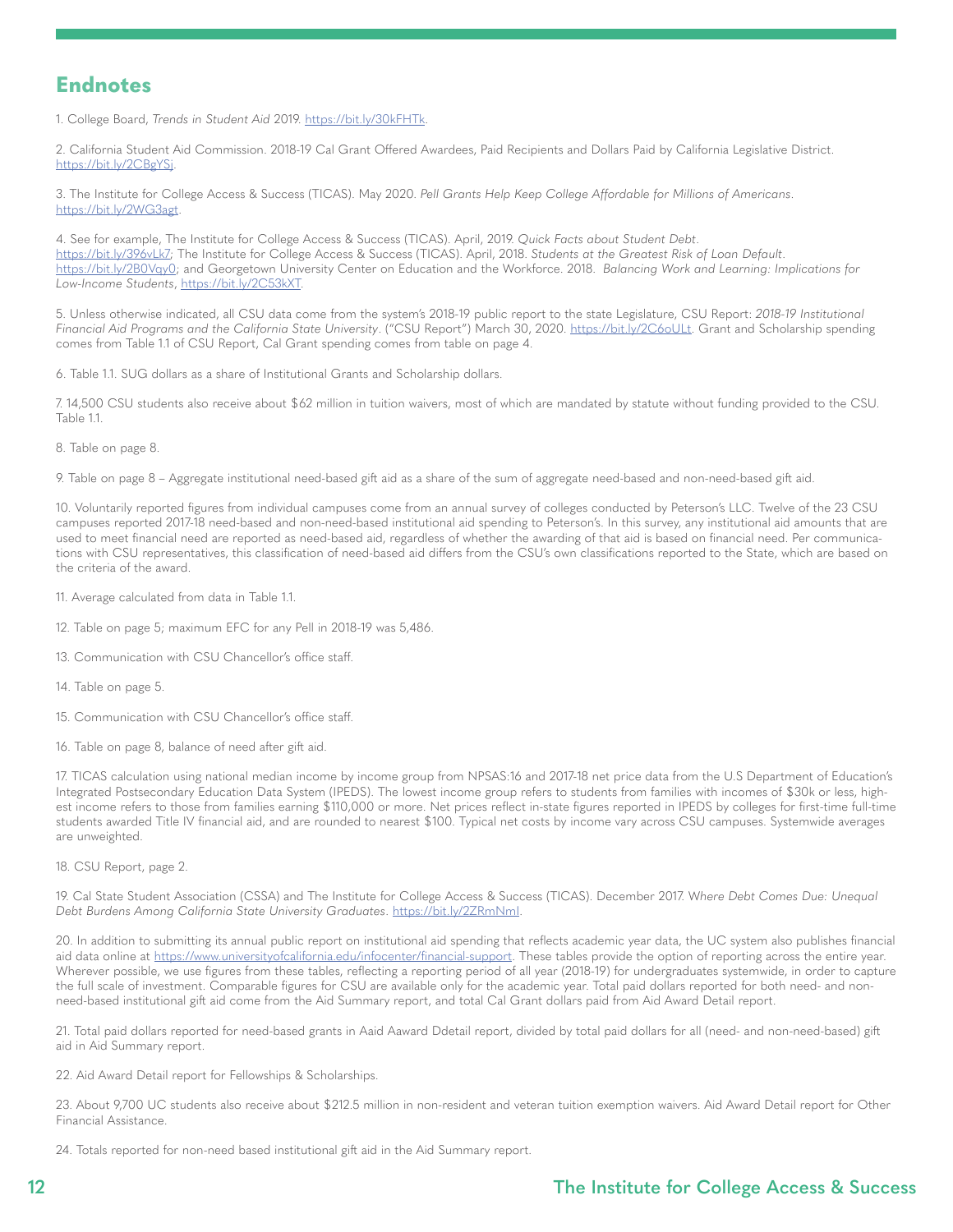## Endnotes

1. College Board, *Trends in Student Aid* 2019. https://bit.ly/30kFHTk.

2. California Student Aid Commission. 2018-19 Cal Grant Offered Awardees, Paid Recipients and Dollars Paid by California Legislative District. https://bit.ly/2CBgYSj.

3. The Institute for College Access & Success (TICAS). May 2020. *Pell Grants Help Keep College Affordable for Millions of Americans*. https://bit.ly/2WG3agt.

4. See for example, The Institute for College Access & Success (TICAS). April, 2019. *Quick Facts about Student Debt*. https://bit.ly/396vLk7; The Institute for College Access & Success (TICAS). April, 2018. *Students at the Greatest Risk of Loan Default*. https://bit.ly/2B0Vqy0; and Georgetown University Center on Education and the Workforce. 2018. *Balancing Work and Learning: Implications for Low-Income Students*, https://bit.ly/2C53kXT.

5. Unless otherwise indicated, all CSU data come from the system's 2018-19 public report to the state Legislature, CSU Report: *2018-19 Institutional Financial Aid Programs and the California State University*. ("CSU Report") March 30, 2020. https://bit.ly/2C6oULt. Grant and Scholarship spending comes from Table 1.1 of CSU Report, Cal Grant spending comes from table on page 4.

6. Table 1.1. SUG dollars as a share of Institutional Grants and Scholarship dollars.

7. 14,500 CSU students also receive about $62 million in tuition waivers, most of which are mandated by statute without funding provided to the CSU. Table 1.1.

8. Table on page 8.

9. Table on page 8 – Aggregate institutional need-based gift aid as a share of the sum of aggregate need-based and non-need-based gift aid.

10. Voluntarily reported figures from individual campuses come from an annual survey of colleges conducted by Peterson's LLC. Twelve of the 23 CSU campuses reported 2017-18 need-based and non-need-based institutional aid spending to Peterson's. In this survey, any institutional aid amounts that are used to meet financial need are reported as need-based aid, regardless of whether the awarding of that aid is based on financial need. Per communications with CSU representatives, this classification of need-based aid differs from the CSU's own classifications reported to the State, which are based on the criteria of the award.

11. Average calculated from data in Table 1.1.

12. Table on page 5; maximum EFC for any Pell in 2018-19 was 5,486.

13. Communication with CSU Chancellor's office staff.

14. Table on page 5.

15. Communication with CSU Chancellor's office staff.

16. Table on page 8, balance of need after gift aid.

17. TICAS calculation using national median income by income group from NPSAS:16 and 2017-18 net price data from the U.S Department of Education's Integrated Postsecondary Education Data System (IPEDS). The lowest income group refers to students from families with incomes of $30k or less, highest income refers to those from families earning $110,000 or more. Net prices reflect in-state figures reported in IPEDS by colleges for first-time full-time students awarded Title IV financial aid, and are rounded to nearest $100. Typical net costs by income vary across CSU campuses. Systemwide averages are unweighted.

18. CSU Report, page 2.

19. Cal State Student Association (CSSA) and The Institute for College Access & Success (TICAS). December 2017. *Where Debt Comes Due: Unequal Debt Burdens Among California State University Graduates*. https://bit.ly/2ZRmNmI.

20. In addition to submitting its annual public report on institutional aid spending that reflects academic year data, the UC system also publishes financial aid data online at https://www.universityofcalifornia.edu/infocenter/financial-support. These tables provide the option of reporting across the entire year. Wherever possible, we use figures from these tables, reflecting a reporting period of all year (2018-19) for undergraduates systemwide, in order to capture the full scale of investment. Comparable figures for CSU are available only for the academic year. Total paid dollars reported for both need- and non-need-based institutional gift aid come from the Aid Summary report, and total Cal Grant dollars paid from Aid Award Detail report.

21. Total paid dollars reported for need-based grants in Aaid Aaward Ddetail report, divided by total paid dollars for all (need- and non-need-based) gift aid in Aid Summary report.

22. Aid Award Detail report for Fellowships & Scholarships.

23. About 9,700 UC students also receive about $212.5 million in non-resident and veteran tuition exemption waivers. Aid Award Detail report for Other Financial Assistance.

24. Totals reported for non-need based institutional gift aid in the Aid Summary report.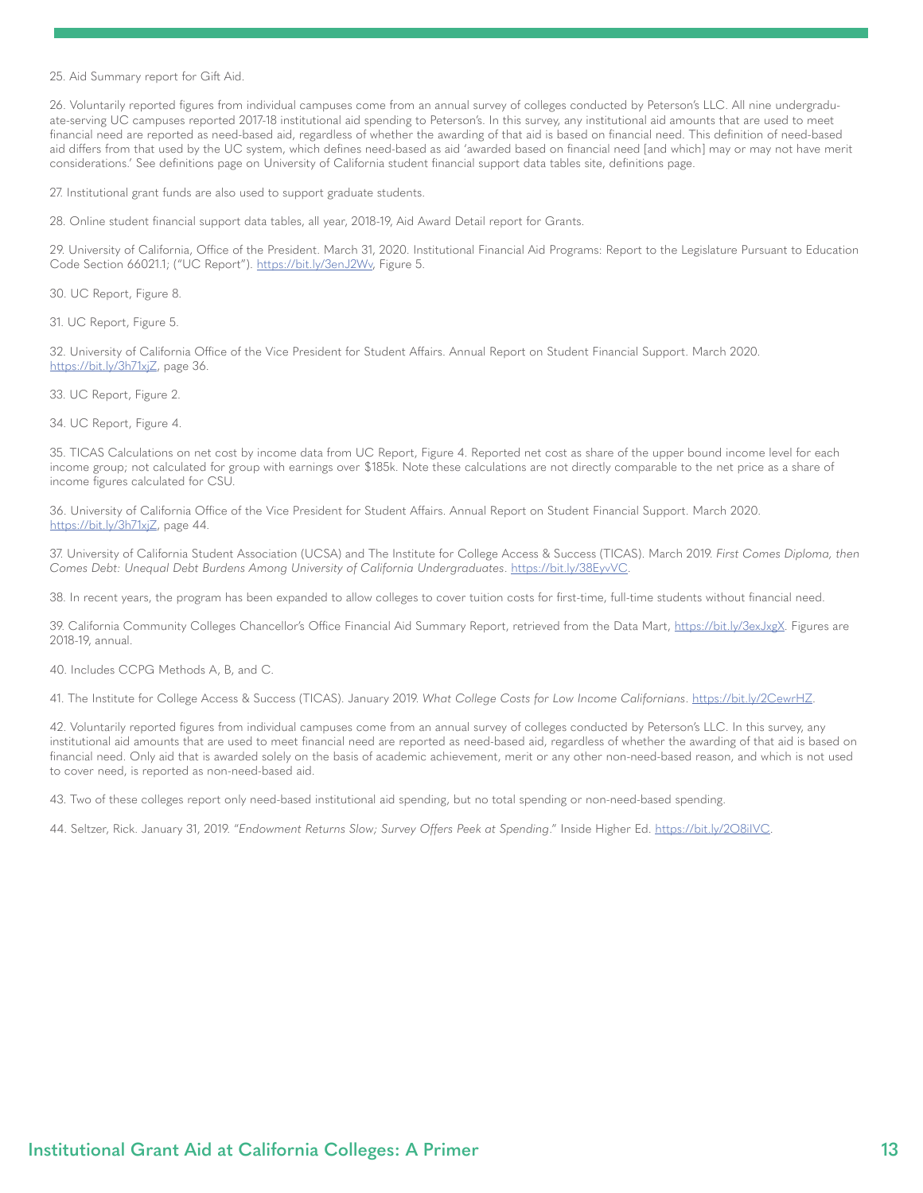25. Aid Summary report for Gift Aid.

26. Voluntarily reported figures from individual campuses come from an annual survey of colleges conducted by Peterson's LLC. All nine undergraduate-serving UC campuses reported 2017-18 institutional aid spending to Peterson's. In this survey, any institutional aid amounts that are used to meet financial need are reported as need-based aid, regardless of whether the awarding of that aid is based on financial need. This definition of need-based aid differs from that used by the UC system, which defines need-based as aid 'awarded based on financial need [and which] may or may not have merit considerations.' See definitions page on University of California student financial support data tables site, definitions page.

27. Institutional grant funds are also used to support graduate students.

28. Online student financial support data tables, all year, 2018-19, Aid Award Detail report for Grants.

29. University of California, Office of the President. March 31, 2020. Institutional Financial Aid Programs: Report to the Legislature Pursuant to Education Code Section 66021.1; ("UC Report"). https://bit.ly/3enJ2Wv, Figure 5.

30. UC Report, Figure 8.

31. UC Report, Figure 5.

32. University of California Office of the Vice President for Student Affairs. Annual Report on Student Financial Support. March 2020. https://bit.ly/3h71xjZ, page 36.

33. UC Report, Figure 2.

34. UC Report, Figure 4.

35. TICAS Calculations on net cost by income data from UC Report, Figure 4. Reported net cost as share of the upper bound income level for each income group; not calculated for group with earnings over $185k. Note these calculations are not directly comparable to the net price as a share of income figures calculated for CSU.

36. University of California Office of the Vice President for Student Affairs. Annual Report on Student Financial Support. March 2020. https://bit.ly/3h71xjZ, page 44.

37. University of California Student Association (UCSA) and The Institute for College Access & Success (TICAS). March 2019. *First Comes Diploma, then Comes Debt: Unequal Debt Burdens Among University of California Undergraduates*. https://bit.ly/38EyvVC.

38. In recent years, the program has been expanded to allow colleges to cover tuition costs for first-time, full-time students without financial need.

39. California Community Colleges Chancellor's Office Financial Aid Summary Report, retrieved from the Data Mart, https://bit.ly/3exJxgX. Figures are 2018-19, annual.

40. Includes CCPG Methods A, B, and C.

41. The Institute for College Access & Success (TICAS). January 2019. *What College Costs for Low Income Californians*. https://bit.ly/2CewrHZ.

42. Voluntarily reported figures from individual campuses come from an annual survey of colleges conducted by Peterson's LLC. In this survey, any institutional aid amounts that are used to meet financial need are reported as need-based aid, regardless of whether the awarding of that aid is based on financial need. Only aid that is awarded solely on the basis of academic achievement, merit or any other non-need-based reason, and which is not used to cover need, is reported as non-need-based aid.

43. Two of these colleges report only need-based institutional aid spending, but no total spending or non-need-based spending.

44. Seltzer, Rick. January 31, 2019. "*Endowment Returns Slow; Survey Offers Peek at Spending*." Inside Higher Ed. https://bit.ly/2O8iIVC.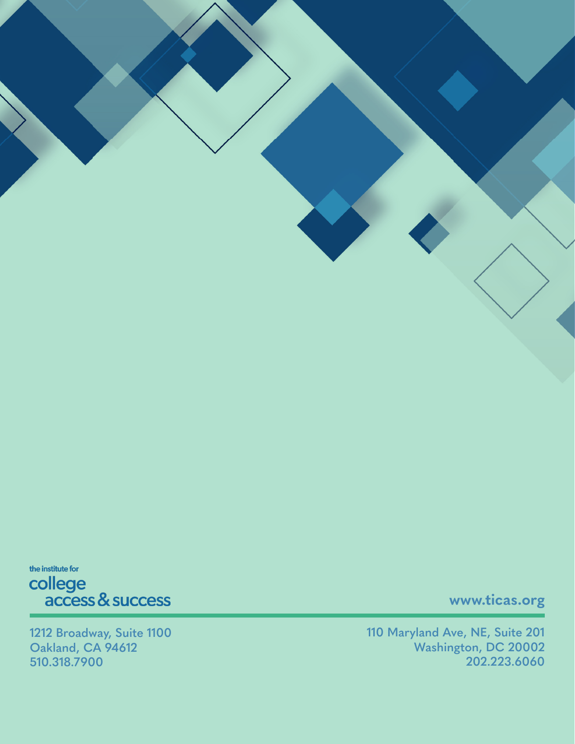the institute for
college
access & success

www.ticas.org

1212 Broadway, Suite 1100
Oakland, CA 94612
510.318.7900

110 Maryland Ave, NE, Suite 201
Washington, DC 20002
202.223.6060